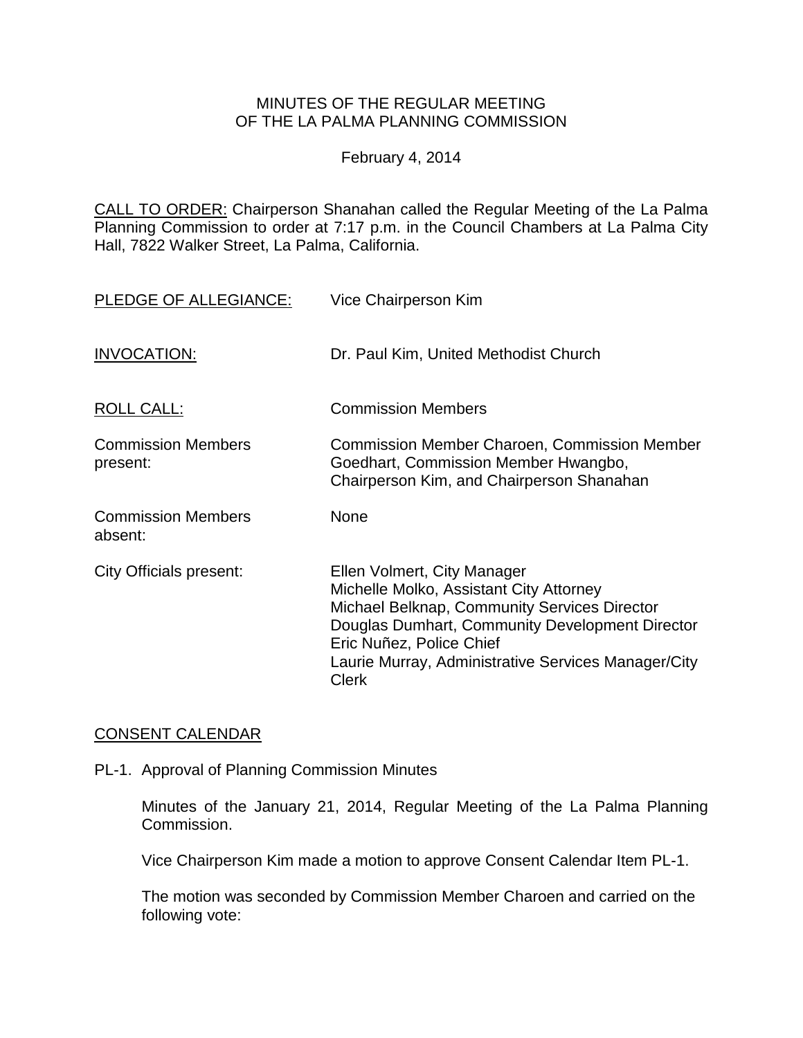MINUTES OF THE REGULAR MEETING
OF THE LA PALMA PLANNING COMMISSION

February 4, 2014

CALL TO ORDER: Chairperson Shanahan called the Regular Meeting of the La Palma Planning Commission to order at 7:17 p.m. in the Council Chambers at La Palma City Hall, 7822 Walker Street, La Palma, California.

| | |
|---|---|
| PLEDGE OF ALLEGIANCE: | Vice Chairperson Kim |
| INVOCATION: | Dr. Paul Kim, United Methodist Church |
| ROLL CALL: | Commission Members |
| Commission Members present: | Commission Member Charoen, Commission Member Goedhart, Commission Member Hwangbo, Chairperson Kim, and Chairperson Shanahan |
| Commission Members absent: | None |
| City Officials present: | Ellen Volmert, City Manager<br>Michelle Molko, Assistant City Attorney<br>Michael Belknap, Community Services Director<br>Douglas Dumhart, Community Development Director<br>Eric Nuñez, Police Chief<br>Laurie Murray, Administrative Services Manager/City Clerk |

CONSENT CALENDAR

PL-1. Approval of Planning Commission Minutes

Minutes of the January 21, 2014, Regular Meeting of the La Palma Planning Commission.

Vice Chairperson Kim made a motion to approve Consent Calendar Item PL-1.

The motion was seconded by Commission Member Charoen and carried on the following vote: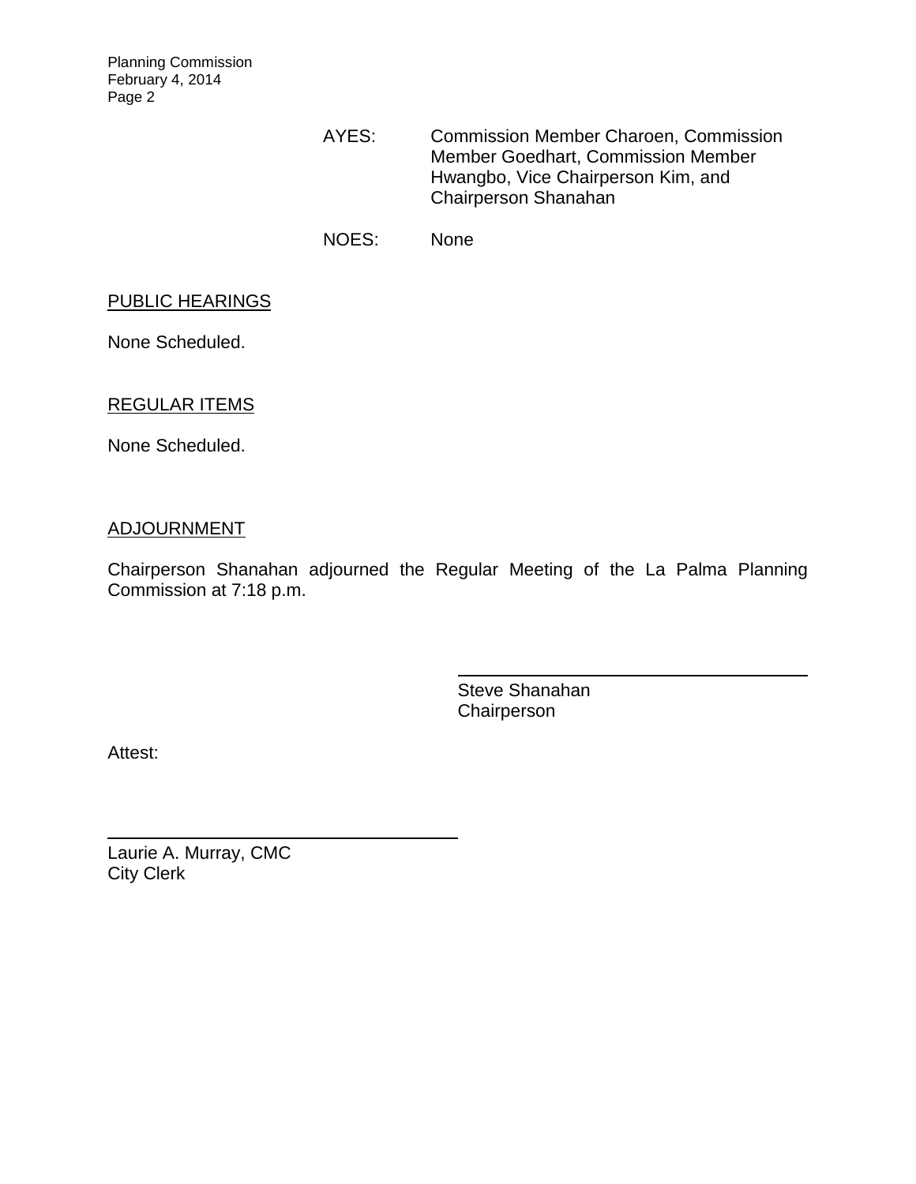AYES: Commission Member Charoen, Commission Member Goedhart, Commission Member Hwangbo, Vice Chairperson Kim, and Chairperson Shanahan

NOES: None

PUBLIC HEARINGS

None Scheduled.

REGULAR ITEMS

None Scheduled.

ADJOURNMENT

Chairperson Shanahan adjourned the Regular Meeting of the La Palma Planning Commission at 7:18 p.m.

Steve Shanahan
Chairperson

Attest:

Laurie A. Murray, CMC
City Clerk